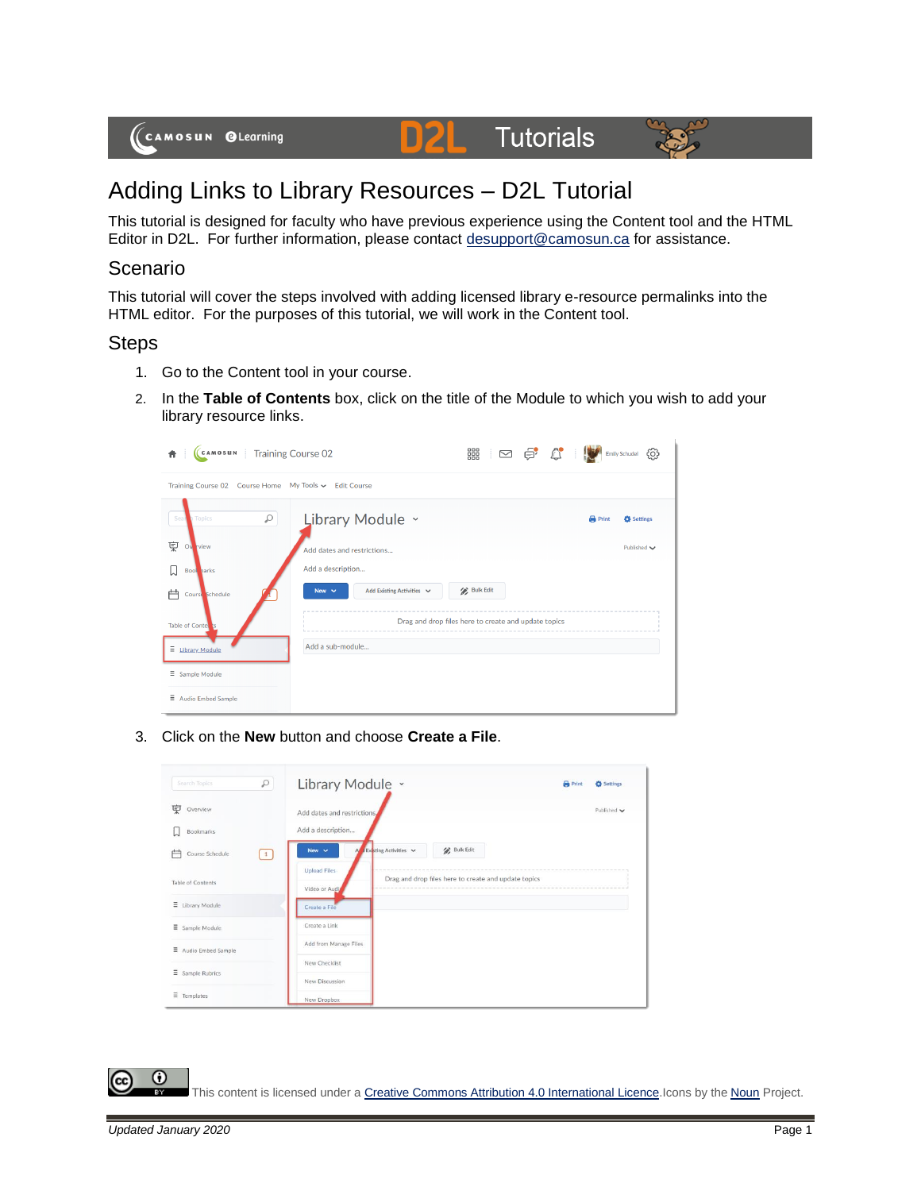# Adding Links to Library Resources – D2L Tutorial

This tutorial is designed for faculty who have previous experience using the Content tool and the HTML Editor in D2L. For further information, please contact desupport@camosun.ca for assistance.

## Scenario

This tutorial will cover the steps involved with adding licensed library e-resource permalinks into the HTML editor. For the purposes of this tutorial, we will work in the Content tool.

## Steps

1. Go to the Content tool in your course.
2. In the **Table of Contents** box, click on the title of the Module to which you wish to add your library resource links.
3. Click on the **New** button and choose **Create a File**.

This content is licensed under a Creative Commons Attribution 4.0 International Licence. Icons by the Noun Project.

*Updated January 2020*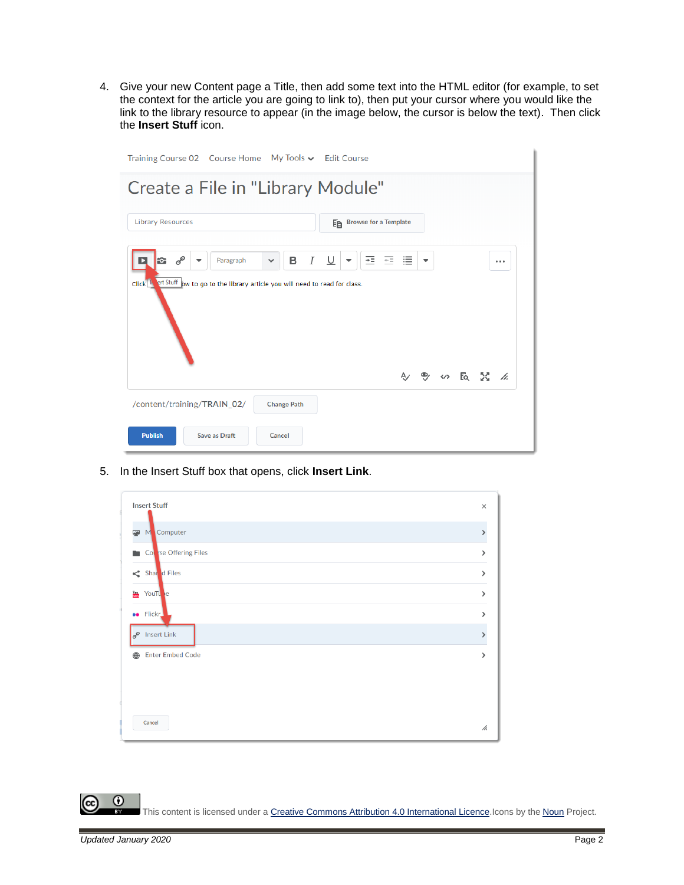4. Give your new Content page a Title, then add some text into the HTML editor (for example, to set the context for the article you are going to link to), then put your cursor where you would like the link to the library resource to appear (in the image below, the cursor is below the text). Then click the **Insert Stuff** icon.

5. In the Insert Stuff box that opens, click **Insert Link**.

This content is licensed under a Creative Commons Attribution 4.0 International Licence. Icons by the Noun Project.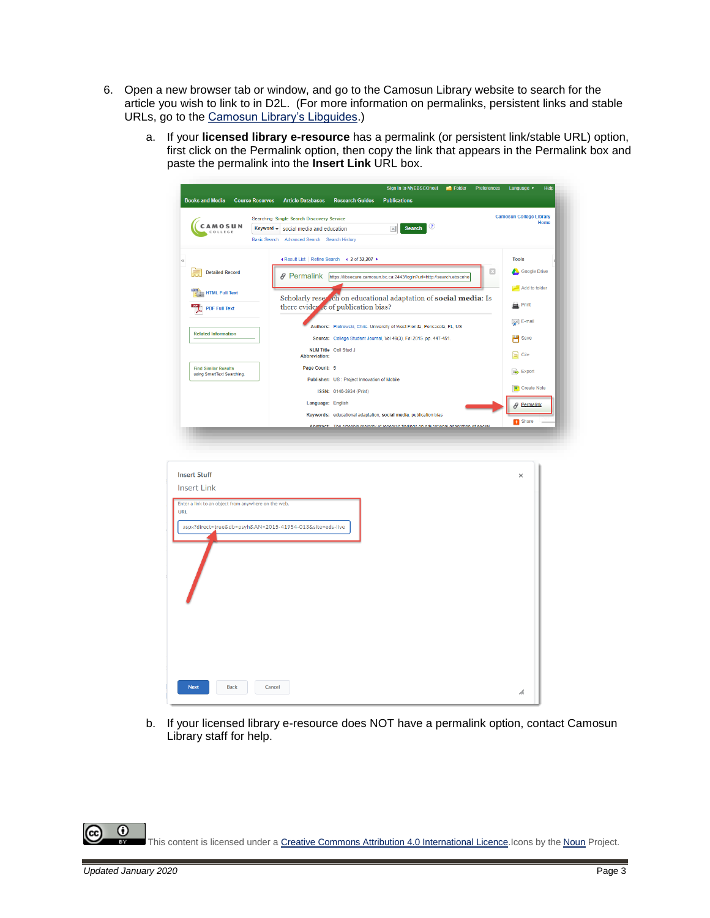6. Open a new browser tab or window, and go to the Camosun Library website to search for the article you wish to link to in D2L. (For more information on permalinks, persistent links and stable URLs, go to the Camosun Library's Libguides.)

    a. If your **licensed library e-resource** has a permalink (or persistent link/stable URL) option, first click on the Permalink option, then copy the link that appears in the Permalink box and paste the permalink into the **Insert Link** URL box.

    b. If your licensed library e-resource does NOT have a permalink option, contact Camosun Library staff for help.

This content is licensed under a Creative Commons Attribution 4.0 International Licence. Icons by the Noun Project.

*Updated January 2020*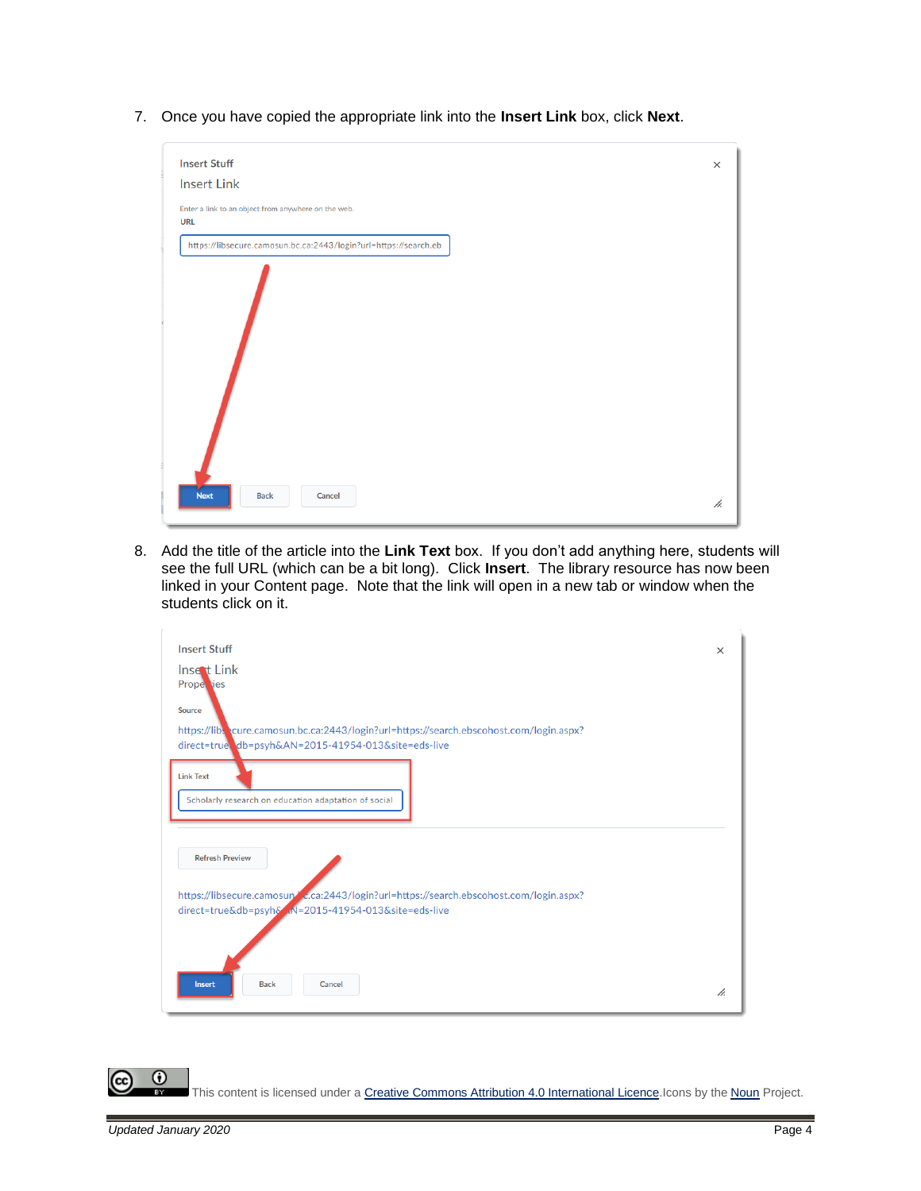7. Once you have copied the appropriate link into the **Insert Link** box, click **Next**.

8. Add the title of the article into the **Link Text** box. If you don't add anything here, students will see the full URL (which can be a bit long). Click **Insert**. The library resource has now been linked in your Content page. Note that the link will open in a new tab or window when the students click on it.

This content is licensed under a Creative Commons Attribution 4.0 International Licence. Icons by the Noun Project.

*Updated January 2020*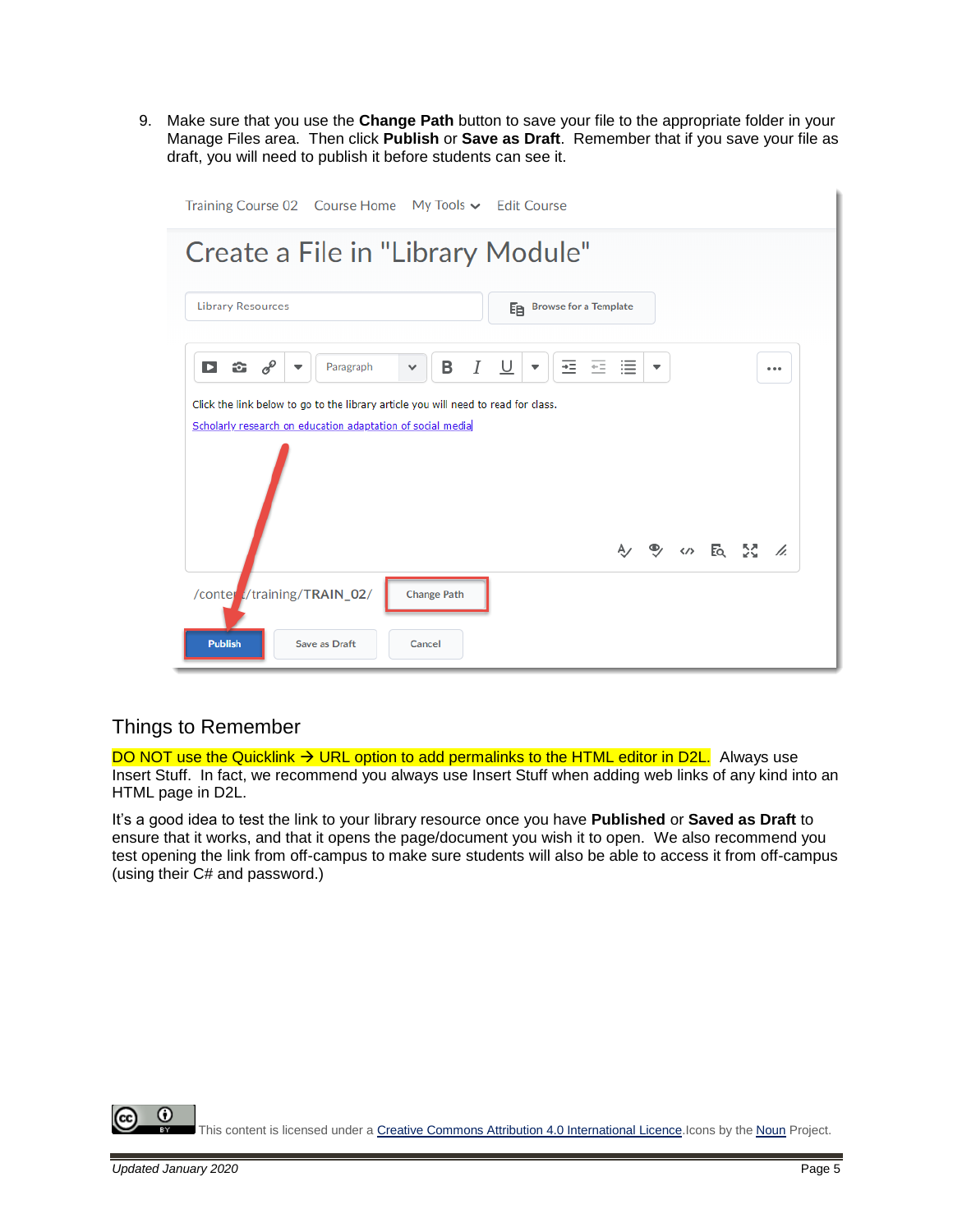9. Make sure that you use the **Change Path** button to save your file to the appropriate folder in your Manage Files area. Then click **Publish** or **Save as Draft**. Remember that if you save your file as draft, you will need to publish it before students can see it.

## Things to Remember

DO NOT use the Quicklink → URL option to add permalinks to the HTML editor in D2L. Always use Insert Stuff. In fact, we recommend you always use Insert Stuff when adding web links of any kind into an HTML page in D2L.

It's a good idea to test the link to your library resource once you have **Published** or **Saved as Draft** to ensure that it works, and that it opens the page/document you wish it to open. We also recommend you test opening the link from off-campus to make sure students will also be able to access it from off-campus (using their C# and password.)

This content is licensed under a Creative Commons Attribution 4.0 International Licence. Icons by the Noun Project.

*Updated January 2020*